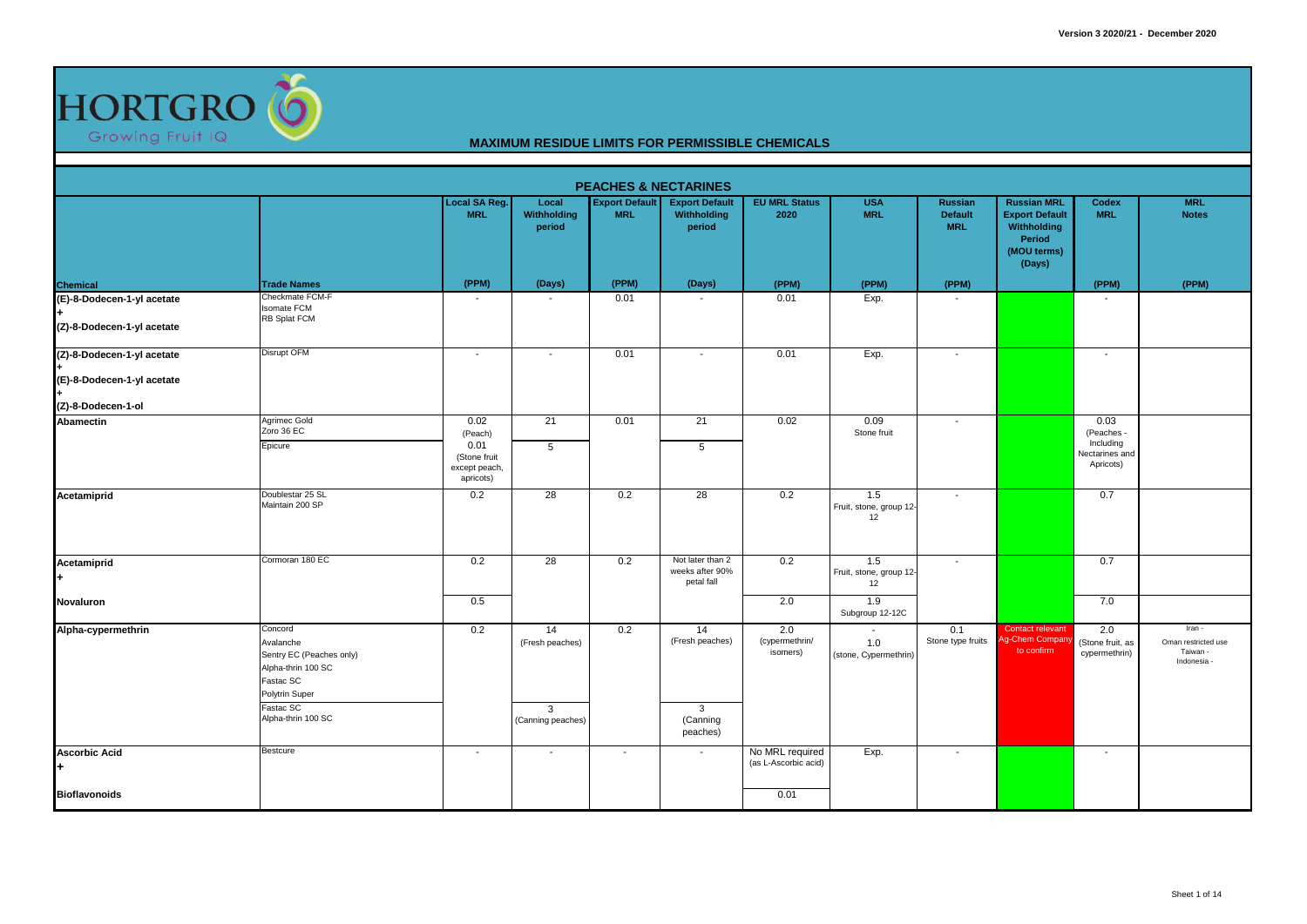Version 3 2020/21 - December 2020

HORTGRO Growing Fruit IQ

## MAXIMUM RESIDUE LIMITS FOR PERMISSIBLE CHEMICALS

### PEACHES & NECTARINES

| Chemical | Trade Names | Local SA Reg. MRL (PPM) | Local Withholding period (Days) | Export Default MRL (PPM) | Export Default Withholding period (Days) | EU MRL Status 2020 (PPM) | USA MRL (PPM) | Russian Default MRL (PPM) | Russian MRL Export Default Withholding Period (MOU terms) (Days) | Codex MRL (PPM) | MRL Notes (PPM) |
|---|---|---|---|---|---|---|---|---|---|---|---|
| (E)-8-Dodecen-1-yl acetate + (Z)-8-Dodecen-1-yl acetate | Checkmate FCM-F Isomate FCM RB Splat FCM | - | - | 0.01 | - | 0.01 | Exp. | - | | - | |
| (Z)-8-Dodecen-1-yl acetate + (E)-8-Dodecen-1-yl acetate + (Z)-8-Dodecen-1-ol | Disrupt OFM | - | - | 0.01 | - | 0.01 | Exp. | - | | - | |
| Abamectin | Agrimec Gold Zoro 36 EC | 0.02 (Peach) | 21 | 0.01 | 21 | 0.02 | 0.09 Stone fruit | - | | 0.03 (Peaches - Including Nectarines and Apricots) | |
| | Epicure | 0.01 (Stone fruit except peach, apricots) | 5 | | 5 | | | | | | |
| Acetamiprid | Doublestar 25 SL Maintain 200 SP | 0.2 | 28 | 0.2 | 28 | 0.2 | 1.5 Fruit, stone, group 12-12 | - | | 0.7 | |
| Acetamiprid + | Cormoran 180 EC | 0.2 | 28 | 0.2 | Not later than 2 weeks after 90% petal fall | 0.2 | 1.5 Fruit, stone, group 12-12 | - | | 0.7 | |
| Novaluron | | 0.5 | | | | 2.0 | 1.9 Subgroup 12-12C | | | 7.0 | |
| Alpha-cypermethrin | Concord Avalanche Sentry EC (Peaches only) Alpha-thrin 100 SC Fastac SC Polytrin Super | 0.2 | 14 (Fresh peaches) | 0.2 | 14 (Fresh peaches) | 2.0 (cypermethrin/ isomers) | - 1.0 (stone, Cypermethrin) | 0.1 Stone type fruits | Contact relevant Ag-Chem Company to confirm | 2.0 (Stone fruit, as cypermethrin) | Iran - Oman restricted use Taiwan - Indonesia - |
| | Fastac SC Alpha-thrin 100 SC | | 3 (Canning peaches) | | 3 (Canning peaches) | | | | | | |
| Ascorbic Acid + | Bestcure | - | - | - | - | No MRL required (as L-Ascorbic acid) | Exp. | - | | - | |
| Bioflavonoids | | | | | | 0.01 | | | | | |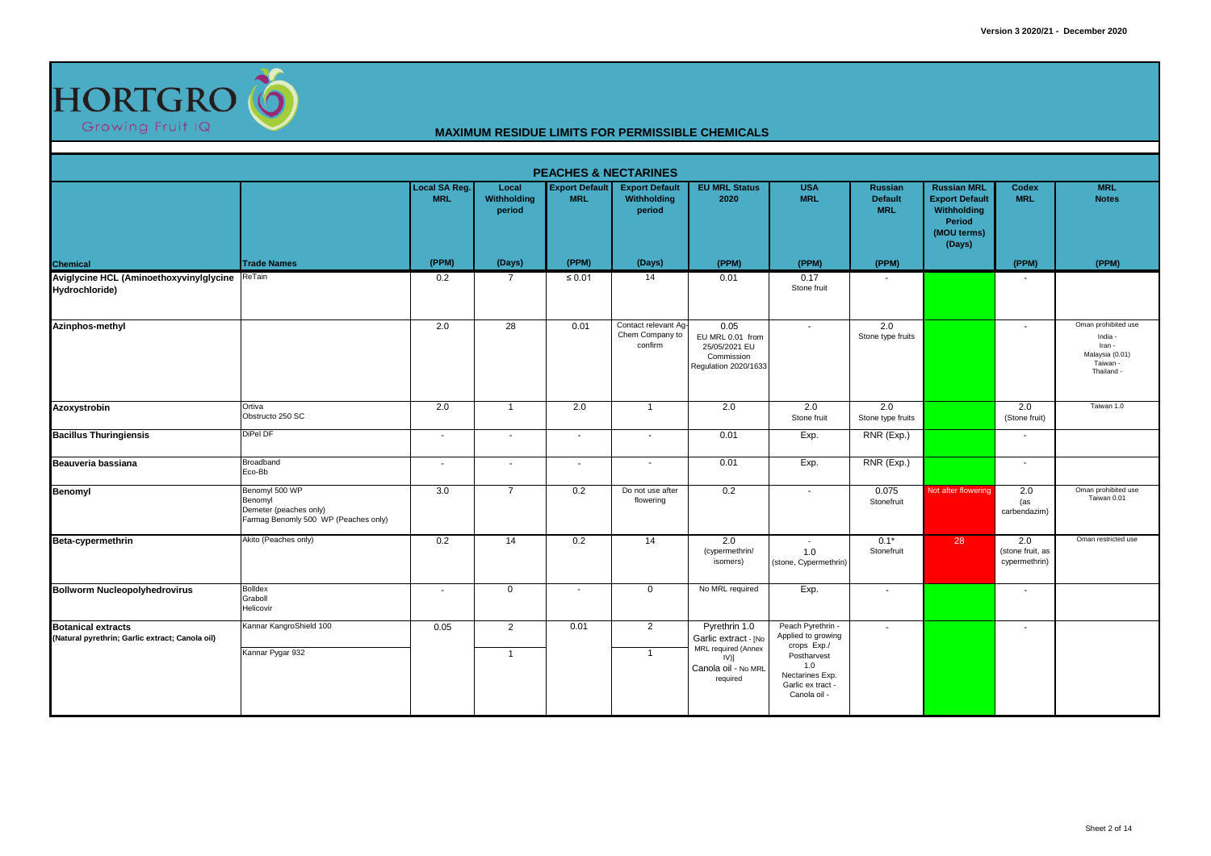HORTGRO
Growing Fruit IQ

Version 3 2020/21 - December 2020

# MAXIMUM RESIDUE LIMITS FOR PERMISSIBLE CHEMICALS

## PEACHES & NECTARINES

| Chemical | Trade Names | Local SA Reg. MRL (PPM) | Local Withholding period (Days) | Export Default MRL (PPM) | Export Default Withholding period (Days) | EU MRL Status 2020 (PPM) | USA MRL (PPM) | Russian Default MRL (PPM) | Russian MRL Export Default Withholding Period (MOU terms) (Days) | Codex MRL (PPM) | MRL Notes (PPM) |
|---|---|---|---|---|---|---|---|---|---|---|---|
| Aviglycine HCL (Aminoethoxyvinylglycine Hydrochloride) | ReTain | 0.2 | 7 | ≤ 0.01 | 14 | 0.01 | 0.17 Stone fruit | - | | - | |
| Azinphos-methyl | | 2.0 | 28 | 0.01 | Contact relevant Ag-Chem Company to confirm | 0.05 EU MRL 0.01 from 25/05/2021 EU Commission Regulation 2020/1633 | - | 2.0 Stone type fruits | | - | Oman prohibited use India - Iran - Malaysia (0.01) Taiwan - Thailand - |
| Azoxystrobin | Ortiva Obstructo 250 SC | 2.0 | 1 | 2.0 | 1 | 2.0 | 2.0 Stone fruit | 2.0 Stone type fruits | | 2.0 (Stone fruit) | Taiwan 1.0 |
| Bacillus Thuringiensis | DiPel DF | - | - | - | - | 0.01 | Exp. | RNR (Exp.) | | - | |
| Beauveria bassiana | Broadband Eco-Bb | - | - | - | - | 0.01 | Exp. | RNR (Exp.) | | - | |
| Benomyl | Benomyl 500 WP Benomyl Demeter (peaches only) Farmag Benomly 500 WP (Peaches only) | 3.0 | 7 | 0.2 | Do not use after flowering | 0.2 | - | 0.075 Stonefruit | Not after flowering | 2.0 (as carbendazim) | Oman prohibited use Taiwan 0.01 |
| Beta-cypermethrin | Akito (Peaches only) | 0.2 | 14 | 0.2 | 14 | 2.0 (cypermethrin/ isomers) | - 1.0 (stone, Cypermethrin) | 0.1* Stonefruit | 28 | 2.0 (stone fruit, as cypermethrin) | Oman restricted use |
| Bollworm Nucleopolyhedrovirus | Bolldex Graboll Helicovir | - | 0 | - | 0 | No MRL required | Exp. | - | | - | |
| Botanical extracts (Natural pyrethrin; Garlic extract; Canola oil) | Kannar KangroShield 100<br>Kannar Pygar 932 | 0.05 | 2<br>1 | 0.01 | 2<br>1 | Pyrethrin 1.0 Garlic extract - [No MRL required (Annex IV)] Canola oil - No MRL required | Peach Pyrethrin - Applied to growing crops Exp./ Postharvest 1.0 Nectarines Exp. Garlic ex tract - Canola oil - | - | | - | |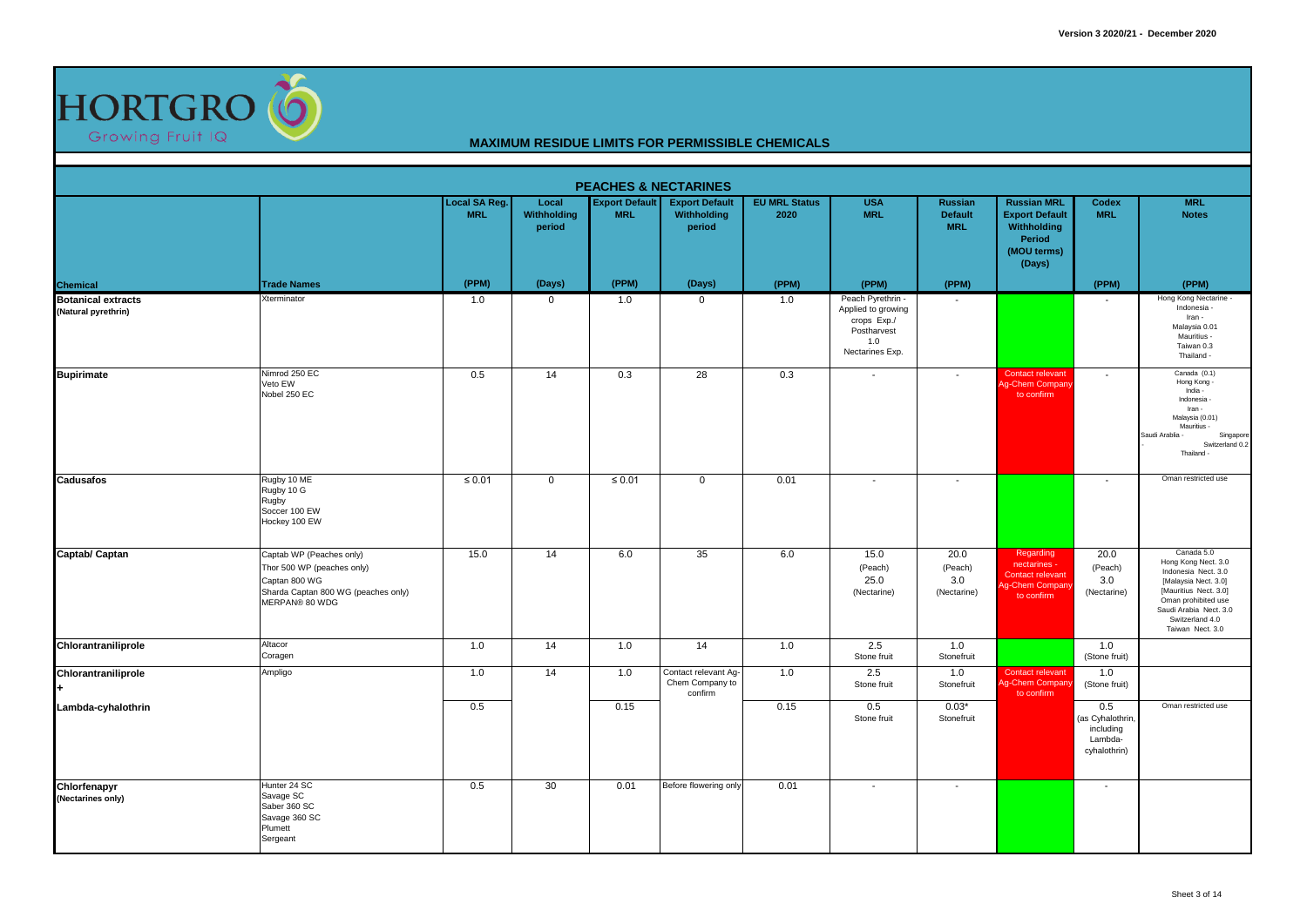## MAXIMUM RESIDUE LIMITS FOR PERMISSIBLE CHEMICALS

### PEACHES & NECTARINES

| Chemical | Trade Names | Local SA Reg. MRL (PPM) | Local Withholding period (Days) | Export Default MRL (PPM) | Export Default Withholding period (Days) | EU MRL Status 2020 (PPM) | USA MRL (PPM) | Russian Default MRL (PPM) | Russian MRL Export Default Withholding Period (MOU terms) (Days) | Codex MRL (PPM) | MRL Notes (PPM) |
|---|---|---|---|---|---|---|---|---|---|---|---|
| **Botanical extracts** (Natural pyrethrin) | Xterminator | 1.0 | 0 | 1.0 | 0 | 1.0 | Peach Pyrethrin - Applied to growing crops Exp./ Postharvest 1.0 Nectarines Exp. | - | | - | Hong Kong Nectarine - Indonesia - Iran - Malaysia 0.01 Mauritius - Taiwan 0.3 Thailand - |
| **Bupirimate** | Nimrod 250 EC Veto EW Nobel 250 EC | 0.5 | 14 | 0.3 | 28 | 0.3 | - | - | Contact relevant Ag-Chem Company to confirm | - | Canada (0.1) Hong Kong - India - Indonesia - Iran - Malaysia (0.01) Mauritius - Saudi Arabia - Singapore - Switzerland 0.2 Thailand - |
| **Cadusafos** | Rugby 10 ME Rugby 10 G Rugby Soccer 100 EW Hockey 100 EW | ≤ 0.01 | 0 | ≤ 0.01 | 0 | 0.01 | - | - | | - | Oman restricted use |
| **Captab/ Captan** | Captab WP (Peaches only) Thor 500 WP (peaches only) Captan 800 WG Sharda Captan 800 WG (peaches only) MERPAN® 80 WDG | 15.0 | 14 | 6.0 | 35 | 6.0 | 15.0 (Peach) 25.0 (Nectarine) | 20.0 (Peach) 3.0 (Nectarine) | Regarding nectarines - Contact relevant Ag-Chem Company to confirm | 20.0 (Peach) 3.0 (Nectarine) | Canada 5.0 Hong Kong Nect. 3.0 Indonesia Nect. 3.0 [Malaysia Nect. 3.0] [Mauritius Nect. 3.0] Oman prohibited use Saudi Arabia Nect. 3.0 Switzerland 4.0 Taiwan Nect. 3.0 |
| **Chlorantraniliprole** | Altacor Coragen | 1.0 | 14 | 1.0 | 14 | 1.0 | 2.5 Stone fruit | 1.0 Stonefruit | | 1.0 (Stone fruit) | |
| **Chlorantraniliprole +** | Ampligo | 1.0 | 14 | 1.0 | Contact relevant Ag-Chem Company to confirm | 1.0 | 2.5 Stone fruit | 1.0 Stonefruit | Contact relevant Ag-Chem Company to confirm | 1.0 (Stone fruit) | |
| **Lambda-cyhalothrin** | | 0.5 | | 0.15 | | 0.15 | 0.5 Stone fruit | 0.03* Stonefruit | | 0.5 (as Cyhalothrin, including Lambda-cyhalothrin) | Oman restricted use |
| **Chlorfenapyr** (Nectarines only) | Hunter 24 SC Savage SC Saber 360 SC Savage 360 SC Plumett Sergeant | 0.5 | 30 | 0.01 | Before flowering only | 0.01 | - | - | | - | |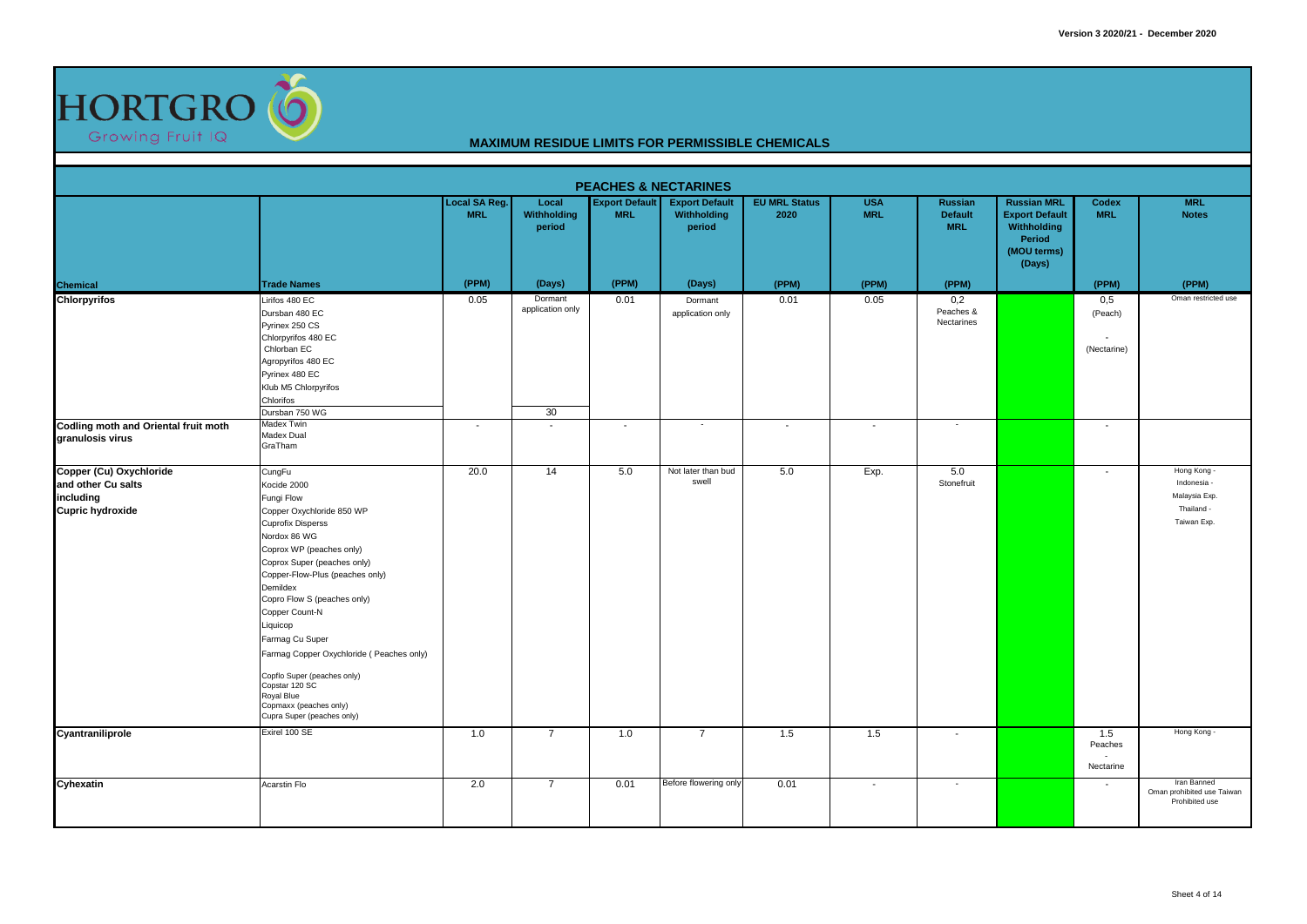Version 3 2020/21 - December 2020

HORTGRO Growing Fruit IQ

## MAXIMUM RESIDUE LIMITS FOR PERMISSIBLE CHEMICALS

| PEACHES & NECTARINES | | | | | | | | | | | |
|---|---|---|---|---|---|---|---|---|---|---|---|
| | | Local SA Reg. MRL | Local Withholding period | Export Default MRL | Export Default Withholding period | EU MRL Status 2020 | USA MRL | Russian Default MRL | Russian MRL Export Default Withholding Period (MOU terms) (Days) | Codex MRL | MRL Notes |
| **Chemical** | **Trade Names** | (PPM) | (Days) | (PPM) | (Days) | (PPM) | (PPM) | (PPM) | | (PPM) | (PPM) |
| **Chlorpyrifos** | Lirifos 480 EC<br>Dursban 480 EC<br>Pyrinex 250 CS<br>Chlorpyrifos 480 EC<br>Chlorban EC<br>Agropyrifos 480 EC<br>Pyrinex 480 EC<br>Klub M5 Chlorpyrifos<br>Chlorifos | 0.05 | Dormant application only | 0.01 | Dormant application only | 0.01 | 0.05 | 0,2 Peaches & Nectarines | | 0,5 (Peach)<br>-<br>(Nectarine) | Oman restricted use |
| | Dursban 750 WG | | 30 | | | | | | | | |
| **Codling moth and Oriental fruit moth granulosis virus** | Madex Twin<br>Madex Dual<br>GraTham | - | - | - | - | - | - | - | | - | |
| **Copper (Cu) Oxychloride and other Cu salts including Cupric hydroxide** | CungFu<br>Kocide 2000<br>Fungi Flow<br>Copper Oxychloride 850 WP<br>Cuprofix Disperss<br>Nordox 86 WG<br>Coprox WP (peaches only)<br>Coprox Super (peaches only)<br>Copper-Flow-Plus (peaches only)<br>Demildex<br>Copro Flow S (peaches only)<br>Copper Count-N<br>Liquicop<br>Farmag Cu Super<br>Farmag Copper Oxychloride ( Peaches only)<br>Copflo Super (peaches only)<br>Copstar 120 SC<br>Royal Blue<br>Copmaxx (peaches only)<br>Cupra Super (peaches only) | 20.0 | 14 | 5.0 | Not later than bud swell | 5.0 | Exp. | 5.0 Stonefruit | | - | Hong Kong -<br>Indonesia -<br>Malaysia Exp.<br>Thailand -<br>Taiwan Exp. |
| **Cyantraniliprole** | Exirel 100 SE | 1.0 | 7 | 1.0 | 7 | 1.5 | 1.5 | - | | 1.5 Peaches<br>-<br>Nectarine | Hong Kong - |
| **Cyhexatin** | Acarstin Flo | 2.0 | 7 | 0.01 | Before flowering only | 0.01 | - | - | | - | Iran Banned<br>Oman prohibited use Taiwan Prohibited use |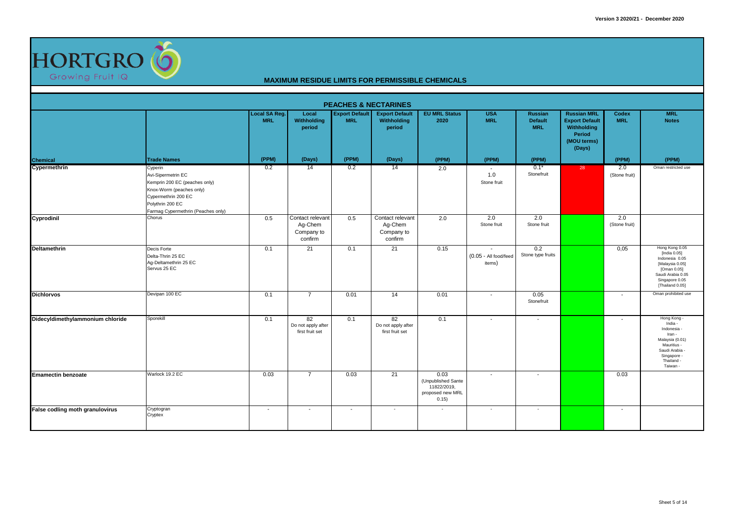Version 3 2020/21 - December 2020

HORTGRO Growing Fruit IQ

## MAXIMUM RESIDUE LIMITS FOR PERMISSIBLE CHEMICALS

### PEACHES & NECTARINES

| Chemical | Trade Names | Local SA Reg. MRL (PPM) | Local Withholding period (Days) | Export Default MRL (PPM) | Export Default Withholding period (Days) | EU MRL Status 2020 (PPM) | USA MRL (PPM) | Russian Default MRL (PPM) | Russian MRL Export Default Withholding Period (MOU terms) (Days) | Codex MRL (PPM) | MRL Notes (PPM) |
|---|---|---|---|---|---|---|---|---|---|---|---|
| **Cypermethrin** | Cyperin<br>Avi-Sipermetrin EC<br>Kemprin 200 EC (peaches only)<br>Knox-Worm (peaches only)<br>Cypermethrin 200 EC<br>Polythrin 200 EC<br>Farmag Cypermethrin (Peaches only) | 0.2 | 14 | 0.2 | 14 | 2.0 | -<br>1.0<br>Stone fruit | 0.1*<br>Stonefruit | 28 | 2.0<br>(Stone fruit) | Oman restricted use |
| **Cyprodinil** | Chorus | 0.5 | Contact relevant Ag-Chem Company to confirm | 0.5 | Contact relevant Ag-Chem Company to confirm | 2.0 | 2.0<br>Stone fruit | 2.0<br>Stone fruit | | 2.0<br>(Stone fruit) | |
| **Deltamethrin** | Decis Forte<br>Delta-Thrin 25 EC<br>Ag-Deltamethrin 25 EC<br>Servus 25 EC | 0.1 | 21 | 0.1 | 21 | 0.15 | -<br>(0.05 - All food/feed items) | 0.2<br>Stone type fruits | | 0,05 | Hong Kong 0.05<br>[India 0.05]<br>Indonesia 0.05<br>[Malaysia 0.05]<br>[Oman 0.05]<br>Saudi Arabia 0.05<br>Singapore 0.05<br>[Thailand 0.05] |
| **Dichlorvos** | Devipan 100 EC | 0.1 | 7 | 0.01 | 14 | 0.01 | - | 0.05<br>Stonefruit | | - | Oman prohibited use |
| **Didecyldimethylammonium chloride** | Sporekill | 0.1 | 82<br>Do not apply after first fruit set | 0.1 | 82<br>Do not apply after first fruit set | 0.1 | - | - | | - | Hong Kong -<br>India -<br>Indonesia -<br>Iran -<br>Malaysia (0.01)<br>Mauritius -<br>Saudi Arabia -<br>Singapore -<br>Thailand -<br>Taiwan - |
| **Emamectin benzoate** | Warlock 19.2 EC | 0.03 | 7 | 0.03 | 21 | 0.03<br>(Unpublished Sante 11822/2019, proposed new MRL 0.15) | - | - | | 0.03 | |
| **False codling moth granulovirus** | Cryptogran<br>Cryptex | - | - | - | - | - | - | - | | - | |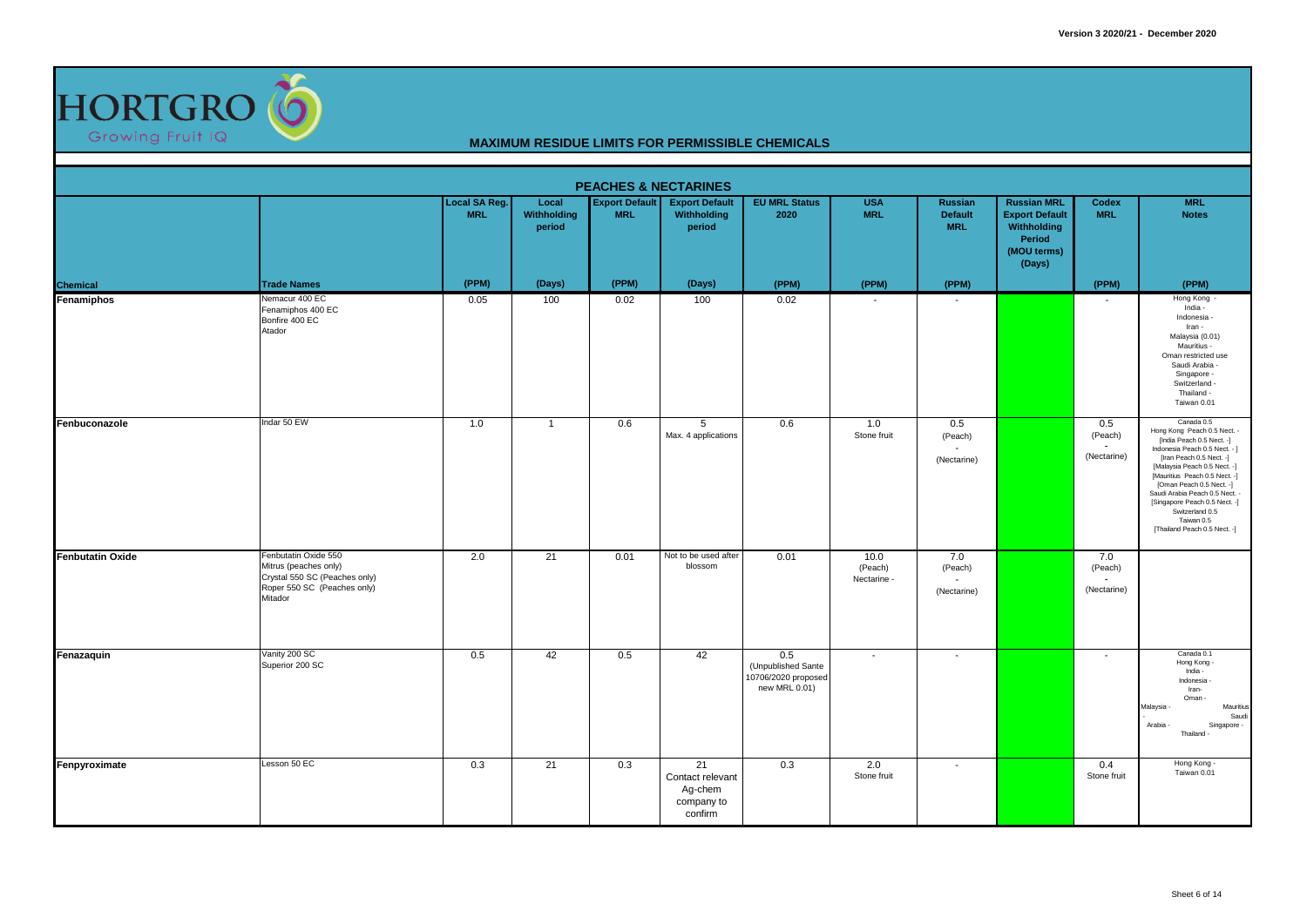HORTGRO Growing Fruit IQ

## MAXIMUM RESIDUE LIMITS FOR PERMISSIBLE CHEMICALS

### PEACHES & NECTARINES

| Chemical | Trade Names | Local SA Reg. MRL | Local Withholding period | Export Default MRL | Export Default Withholding period | EU MRL Status 2020 | USA MRL | Russian Default MRL | Russian MRL Export Default Withholding Period (MOU terms) (Days) | Codex MRL | MRL Notes |
|---|---|---|---|---|---|---|---|---|---|---|---|
| | | (PPM) | (Days) | (PPM) | (Days) | (PPM) | (PPM) | (PPM) | | (PPM) | (PPM) |
| **Fenamiphos** | Nemacur 400 EC<br>Fenamiphos 400 EC<br>Bonfire 400 EC<br>Atador | 0.05 | 100 | 0.02 | 100 | 0.02 | - | - | | - | Hong Kong -<br>India -<br>Indonesia -<br>Iran -<br>Malaysia (0.01)<br>Mauritius -<br>Oman restricted use<br>Saudi Arabia -<br>Singapore -<br>Switzerland -<br>Thailand -<br>Taiwan 0.01 |
| **Fenbuconazole** | Indar 50 EW | 1.0 | 1 | 0.6 | 5<br>Max. 4 applications | 0.6 | 1.0<br>Stone fruit | 0.5<br>(Peach)<br>-<br>(Nectarine) | | 0.5<br>(Peach)<br>-<br>(Nectarine) | Canada 0.5<br>Hong Kong Peach 0.5 Nect. -<br>[India Peach 0.5 Nect. -]<br>Indonesia Peach 0.5 Nect. - ]<br>[Iran Peach 0.5 Nect. -]<br>[Malaysia Peach 0.5 Nect. -]<br>[Mauritius Peach 0.5 Nect. -]<br>[Oman Peach 0.5 Nect. -]<br>Saudi Arabia Peach 0.5 Nect. -<br>[Singapore Peach 0.5 Nect. -]<br>Switzerland 0.5<br>Taiwan 0.5<br>[Thailand Peach 0.5 Nect. -] |
| **Fenbutatin Oxide** | Fenbutatin Oxide 550<br>Mitrus (peaches only)<br>Crystal 550 SC (Peaches only)<br>Roper 550 SC (Peaches only)<br>Mitador | 2.0 | 21 | 0.01 | Not to be used after blossom | 0.01 | 10.0<br>(Peach)<br>Nectarine - | 7.0<br>(Peach)<br>-<br>(Nectarine) | | 7.0<br>(Peach)<br>-<br>(Nectarine) | |
| **Fenazaquin** | Vanity 200 SC<br>Superior 200 SC | 0.5 | 42 | 0.5 | 42 | 0.5<br>(Unpublished Sante 10706/2020 proposed new MRL 0.01) | - | - | | - | Canada 0.1<br>Hong Kong -<br>India -<br>Indonesia -<br>Iran-<br>Oman -<br>Malaysia - Mauritius -<br>Saudi Arabia - Singapore -<br>Thailand - |
| **Fenpyroximate** | Lesson 50 EC | 0.3 | 21 | 0.3 | 21<br>Contact relevant Ag-chem company to confirm | 0.3 | 2.0<br>Stone fruit | - | | 0.4<br>Stone fruit | Hong Kong -<br>Taiwan 0.01 |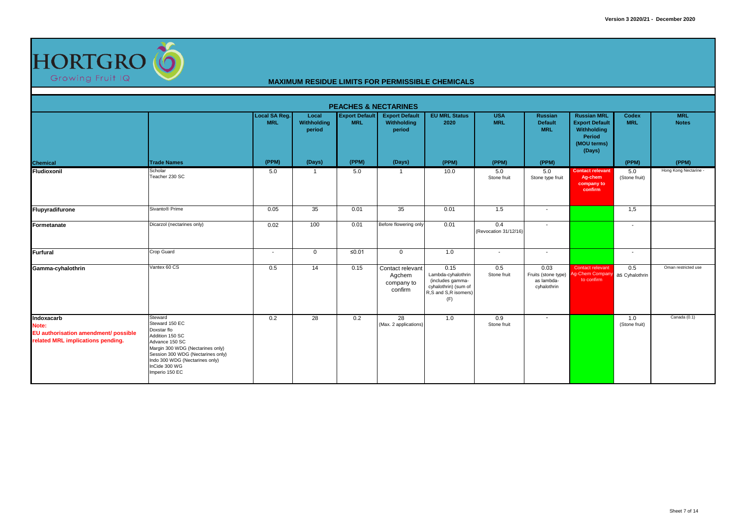HORTGRO Growing Fruit IQ

# MAXIMUM RESIDUE LIMITS FOR PERMISSIBLE CHEMICALS

## PEACHES & NECTARINES

| Chemical | Trade Names | Local SA Reg. MRL (PPM) | Local Withholding period (Days) | Export Default MRL (PPM) | Export Default Withholding period (Days) | EU MRL Status 2020 (PPM) | USA MRL (PPM) | Russian Default MRL (PPM) | Russian MRL Export Default Withholding Period (MOU terms) (Days) | Codex MRL (PPM) | MRL Notes (PPM) |
|---|---|---|---|---|---|---|---|---|---|---|---|
| **Fludioxonil** | Scholar<br>Teacher 230 SC | 5.0 | 1 | 5.0 | 1 | 10.0 | 5.0<br>Stone fruit | 5.0<br>Stone type fruit | Contact relevant Ag-chem company to confirm | 5.0<br>(Stone fruit) | Hong Kong Nectarine - |
| **Flupyradifurone** | Sivanto® Prime | 0.05 | 35 | 0.01 | 35 | 0.01 | 1.5 | - | | 1,5 | |
| **Formetanate** | Dicarzol (nectarines only) | 0.02 | 100 | 0.01 | Before flowering only | 0.01 | 0.4<br>(Revocation 31/12/16) | - | | - | |
| **Furfural** | Crop Guard | - | 0 | ≤0.01 | 0 | 1.0 | - | - | | - | |
| **Gamma-cyhalothrin** | Vantex 60 CS | 0.5 | 14 | 0.15 | Contact relevant Agchem company to confirm | 0.15<br>Lambda-cyhalothrin (includes gamma-cyhalothrin) (sum of R,S and S,R isomers) (F) | 0.5<br>Stone fruit | 0.03<br>Fruits (stone type) as lambda-cyhalothrin | Contact relevant Ag-Chem Company to confirm | 0.5<br>as Cyhalothrin | Oman restricted use |
| **Indoxacarb**<br>Note:<br>EU authorisation amendment/ possible related MRL implications pending. | Steward<br>Steward 150 EC<br>Doxstar flo<br>Addition 150 SC<br>Advance 150 SC<br>Margin 300 WDG (Nectarines only)<br>Session 300 WDG (Nectarines only)<br>Indo 300 WDG (Nectarines only)<br>InCide 300 WG<br>Imperio 150 EC | 0.2 | 28 | 0.2 | 28<br>(Max. 2 applications) | 1.0 | 0.9<br>Stone fruit | - | | 1.0<br>(Stone fruit) | Canada (0.1) |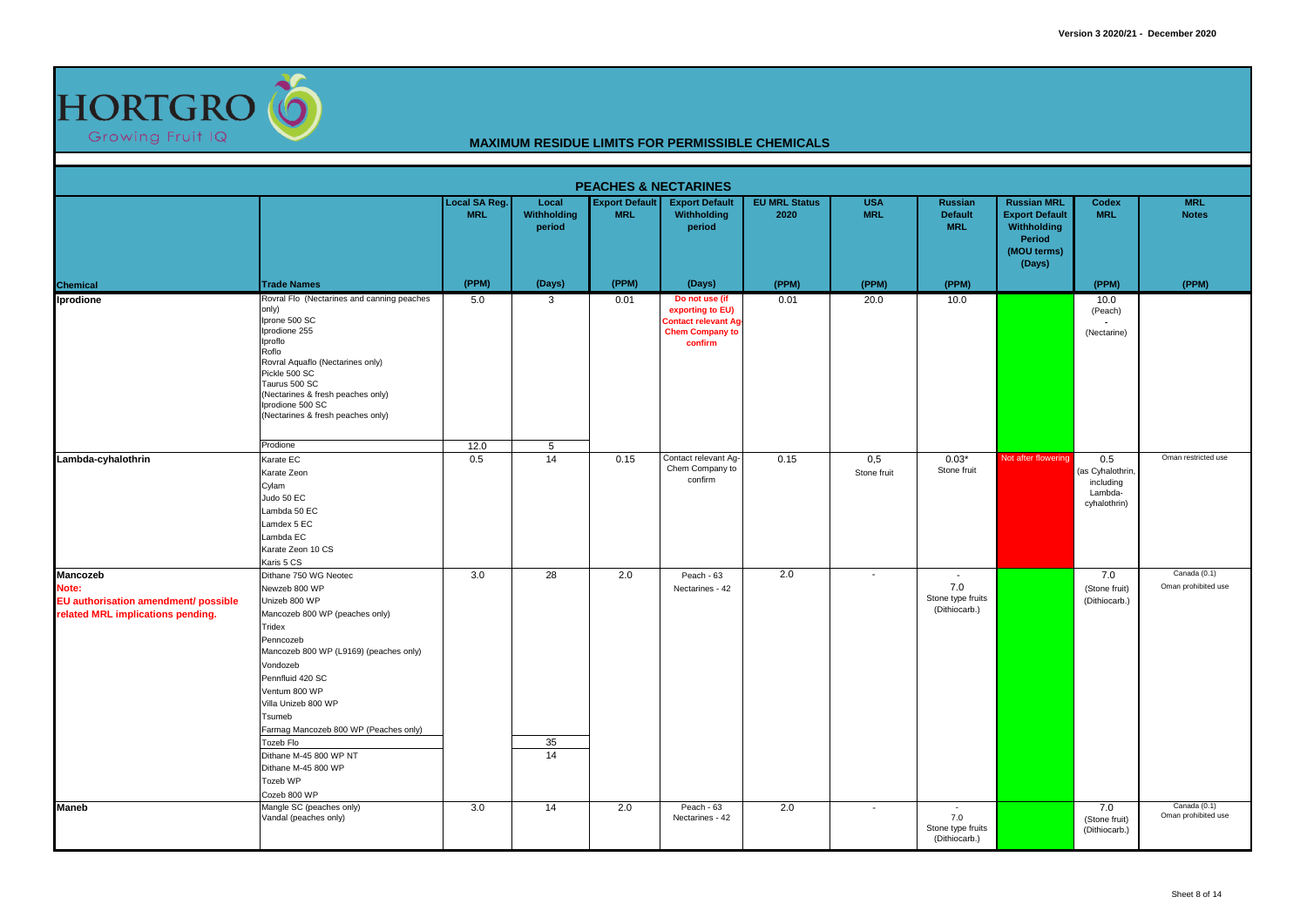# MAXIMUM RESIDUE LIMITS FOR PERMISSIBLE CHEMICALS

## PEACHES & NECTARINES

| Chemical | Trade Names | Local SA Reg. MRL (PPM) | Local Withholding period (Days) | Export Default MRL (PPM) | Export Default Withholding period (Days) | EU MRL Status 2020 (PPM) | USA MRL (PPM) | Russian Default MRL (PPM) | Russian MRL Export Default Withholding Period (MOU terms) (Days) | Codex MRL (PPM) | MRL Notes (PPM) |
|---|---|---|---|---|---|---|---|---|---|---|---|
| **Iprodione** | Rovral Flo (Nectarines and canning peaches only)<br>Iprone 500 SC<br>Iprodione 255<br>Iproflo<br>Roflo<br>Rovral Aquaflo (Nectarines only)<br>Pickle 500 SC<br>Taurus 500 SC<br>(Nectarines & fresh peaches only)<br>Iprodione 500 SC<br>(Nectarines & fresh peaches only) | 5.0 | 3 | 0.01 | **Do not use (if exporting to EU) Contact relevant Ag-Chem Company to confirm** | 0.01 | 20.0 | 10.0 | | 10.0 (Peach)<br>-<br>(Nectarine) | |
| | Prodione | 12.0 | 5 | | | | | | | | |
| **Lambda-cyhalothrin** | Karate EC<br>Karate Zeon<br>Cylam<br>Judo 50 EC<br>Lambda 50 EC<br>Lamdex 5 EC<br>Lambda EC<br>Karate Zeon 10 CS<br>Karis 5 CS | 0.5 | 14 | 0.15 | Contact relevant Ag-Chem Company to confirm | 0.15 | 0,5<br>Stone fruit | 0.03*<br>Stone fruit | Not after flowering | 0.5<br>(as Cyhalothrin, including Lambda-cyhalothrin) | Oman restricted use |
| **Mancozeb**<br>**Note:**<br>**EU authorisation amendment/ possible related MRL implications pending.** | Dithane 750 WG Neotec<br>Newzeb 800 WP<br>Unizeb 800 WP<br>Mancozeb 800 WP (peaches only)<br>Tridex<br>Penncozeb<br>Mancozeb 800 WP (L9169) (peaches only)<br>Vondozeb<br>Pennfluid 420 SC<br>Ventum 800 WP<br>Villa Unizeb 800 WP<br>Tsumeb<br>Farmag Mancozeb 800 WP (Peaches only) | 3.0 | 28 | 2.0 | Peach - 63<br>Nectarines - 42 | 2.0 | - | -<br>7.0<br>Stone type fruits<br>(Dithiocarb.) | | 7.0<br>(Stone fruit)<br>(Dithiocarb.) | Canada (0.1)<br>Oman prohibited use |
| | Tozeb Flo | | 35 | | | | | | | | |
| | Dithane M-45 800 WP NT<br>Dithane M-45 800 WP<br>Tozeb WP<br>Cozeb 800 WP | | 14 | | | | | | | | |
| **Maneb** | Mangle SC (peaches only)<br>Vandal (peaches only) | 3.0 | 14 | 2.0 | Peach - 63<br>Nectarines - 42 | 2.0 | - | -<br>7.0<br>Stone type fruits<br>(Dithiocarb.) | | 7.0<br>(Stone fruit)<br>(Dithiocarb.) | Canada (0.1)<br>Oman prohibited use |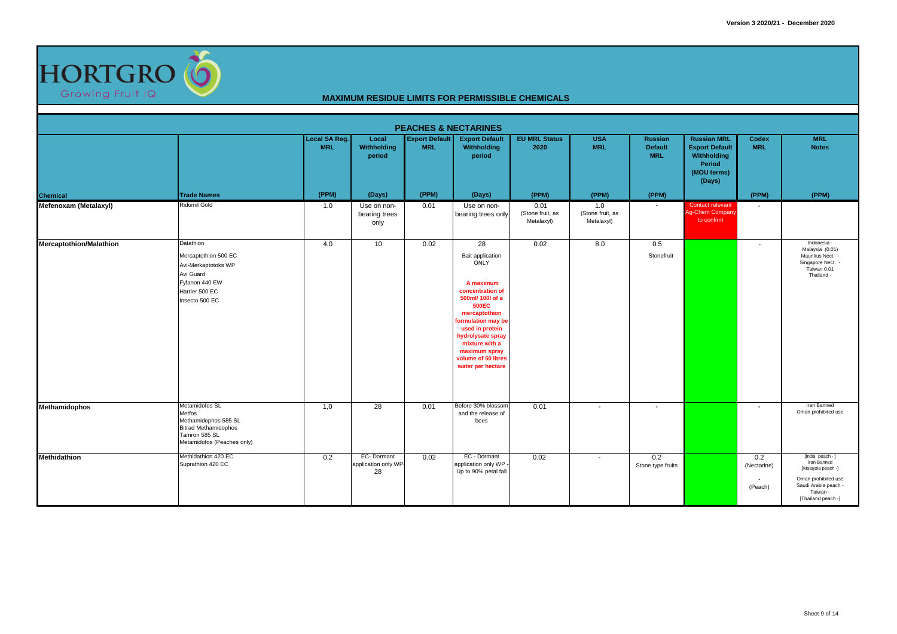Version 3 2020/21 - December 2020

HORTGRO Growing Fruit IQ

## MAXIMUM RESIDUE LIMITS FOR PERMISSIBLE CHEMICALS

### PEACHES & NECTARINES

| Chemical | Trade Names | Local SA Reg. MRL (PPM) | Local Withholding period (Days) | Export Default MRL (PPM) | Export Default Withholding period (Days) | EU MRL Status 2020 (PPM) | USA MRL (PPM) | Russian Default MRL (PPM) | Russian MRL Export Default Withholding Period (MOU terms) (Days) | Codex MRL (PPM) | MRL Notes (PPM) |
|---|---|---|---|---|---|---|---|---|---|---|---|
| **Mefenoxam (Metalaxyl)** | Ridomil Gold | 1.0 | Use on non-bearing trees only | 0.01 | Use on non-bearing trees only | 0.01 (Stone fruit, as Metalaxyl) | 1.0 (Stone fruit, as Metalaxyl) | - | Contact relevant Ag-Chem Company to confirm | - | |
| **Mercaptothion/Malathion** | Datathion<br>Mercaptothion 500 EC<br>Avi-Merkaptotoks WP<br>Avi Guard<br>Fyfanon 440 EW<br>Harrier 500 EC<br>Insecto 500 EC | 4.0 | 10 | 0.02 | 28<br>Bait application ONLY<br>**A maximum concentration of 500ml/ 100l of a 500EC mercaptothion formulation may be used in protein hydrolysate spray mixture with a maximum spray volume of 50 litres water per hectare** | 0.02 | 8.0 | 0.5<br>Stonefruit | | - | Indonesia -<br>Malaysia (0.01)<br>Mauritius Nect. -<br>Singapore Nect. -<br>Taiwan 0.01<br>Thailand - |
| **Methamidophos** | Metamidofos SL<br>Metfos<br>Methamidophos 585 SL<br>Bitrad Methamidophos<br>Tamron 585 SL<br>Metamidofos (Peaches only) | 1,0 | 28 | 0.01 | Before 30% blossom and the release of bees | 0.01 | - | - | | - | Iran Banned<br>Oman prohibited use |
| **Methidathion** | Methidathion 420 EC<br>Suprathion 420 EC | 0.2 | EC- Dormant application only WP-28 | 0.02 | EC - Dormant application only WP - Up to 90% petal fall | 0.02 | - | 0.2<br>Stone type fruits | | 0.2 (Nectarine)<br>-<br>(Peach) | [India peach - ]<br>Iran Banned<br>[Malaysia peach -]<br>Oman prohibited use<br>Saudi Arabia peach -<br>Taiwan -<br>[Thailand peach -] |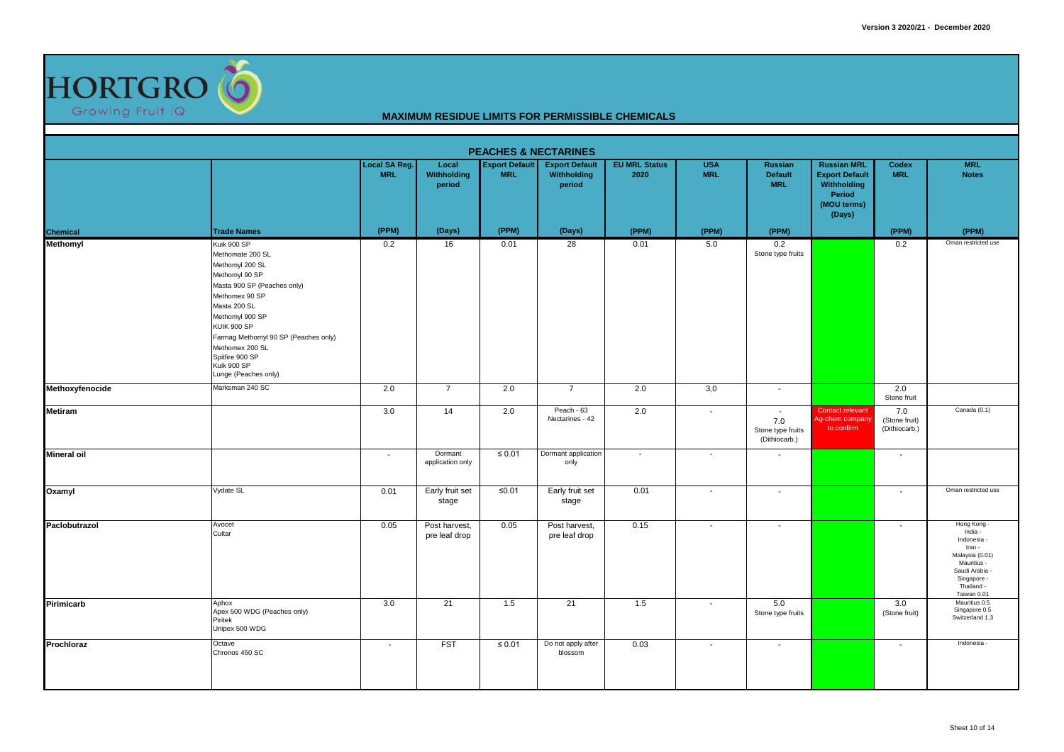# MAXIMUM RESIDUE LIMITS FOR PERMISSIBLE CHEMICALS

## PEACHES & NECTARINES

| Chemical | Trade Names | Local SA Reg. MRL | Local Withholding period | Export Default MRL | Export Default Withholding period | EU MRL Status 2020 | USA MRL | Russian Default MRL | Russian MRL Export Default Withholding Period (MOU terms) (Days) | Codex MRL | MRL Notes |
|---|---|---|---|---|---|---|---|---|---|---|---|
| | | (PPM) | (Days) | (PPM) | (Days) | (PPM) | (PPM) | (PPM) | | (PPM) | (PPM) |
| **Methomyl** | Kuik 900 SP<br>Methomate 200 SL<br>Methomyl 200 SL<br>Methomyl 90 SP<br>Masta 900 SP (Peaches only)<br>Methomex 90 SP<br>Masta 200 SL<br>Methomyl 900 SP<br>KUIK 900 SP<br>Farmag Methomyl 90 SP (Peaches only)<br>Methomex 200 SL<br>Spitfire 900 SP<br>Kuik 900 SP<br>Lunge (Peaches only) | 0.2 | 16 | 0.01 | 28 | 0.01 | 5.0 | 0.2<br>Stone type fruits | | 0.2 | Oman restricted use |
| **Methoxyfenocide** | Marksman 240 SC | 2.0 | 7 | 2.0 | 7 | 2.0 | 3,0 | - | | 2.0<br>Stone fruit | |
| **Metiram** | | 3.0 | 14 | 2.0 | Peach - 63<br>Nectarines - 42 | 2.0 | - | -<br>7.0<br>Stone type fruits<br>(Dithiocarb.) | Contact relevant Ag-chem company to confirm | 7.0<br>(Stone fruit)<br>(Dithiocarb.) | Canada (0.1) |
| **Mineral oil** | | - | Dormant application only | ≤ 0.01 | Dormant application only | - | - | - | | - | |
| **Oxamyl** | Vydate SL | 0.01 | Early fruit set stage | ≤0.01 | Early fruit set stage | 0.01 | - | - | | - | Oman restricted use |
| **Paclobutrazol** | Avocet<br>Cultar | 0.05 | Post harvest, pre leaf drop | 0.05 | Post harvest, pre leaf drop | 0.15 | - | - | | - | Hong Kong -<br>India -<br>Indonesia -<br>Iran -<br>Malaysia (0.01)<br>Mauritius -<br>Saudi Arabia -<br>Singapore -<br>Thailand -<br>Taiwan 0.01 |
| **Pirimicarb** | Aphox<br>Apex 500 WDG (Peaches only)<br>Piritek<br>Unipex 500 WDG | 3.0 | 21 | 1.5 | 21 | 1.5 | - | 5.0<br>Stone type fruits | | 3.0<br>(Stone fruit) | Mauritius 0.5<br>Singapore 0.5<br>Switzerland 1.3 |
| **Prochloraz** | Octave<br>Chronos 450 SC | - | FST | ≤ 0.01 | Do not apply after blossom | 0.03 | - | - | | - | Indonesia - |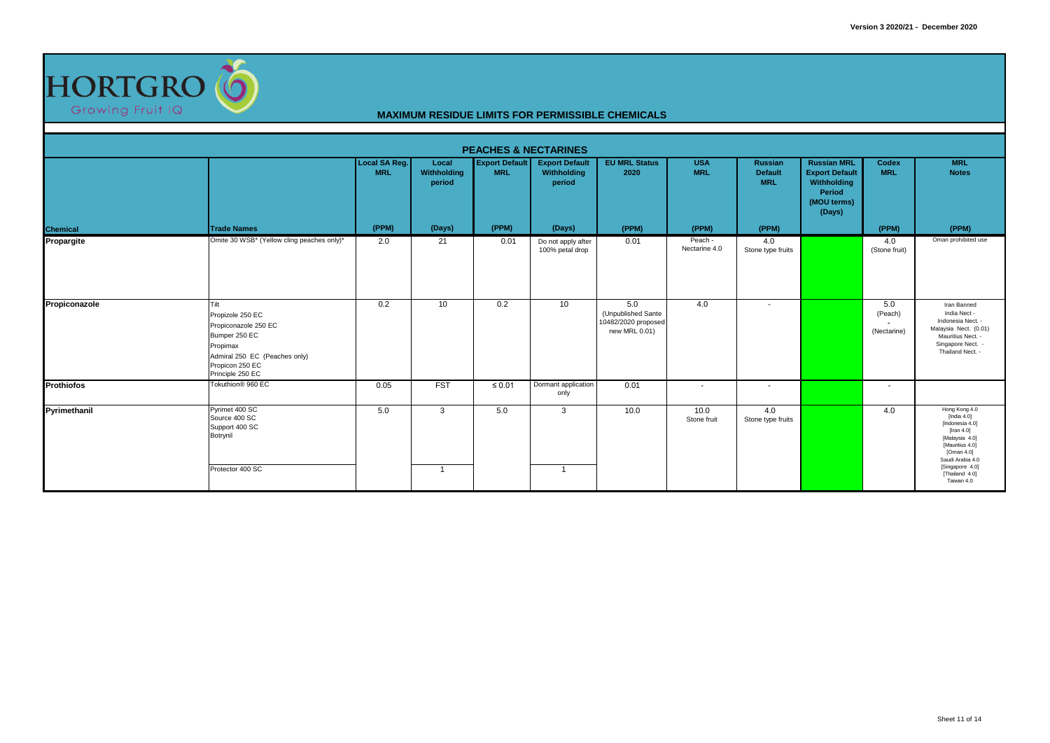# MAXIMUM RESIDUE LIMITS FOR PERMISSIBLE CHEMICALS

## PEACHES & NECTARINES

| Chemical | Trade Names | Local SA Reg. MRL (PPM) | Local Withholding period (Days) | Export Default MRL (PPM) | Export Default Withholding period (Days) | EU MRL Status 2020 (PPM) | USA MRL (PPM) | Russian Default MRL (PPM) | Russian MRL Export Default Withholding Period (MOU terms) (Days) | Codex MRL (PPM) | MRL Notes (PPM) |
|---|---|---|---|---|---|---|---|---|---|---|---|
| **Propargite** | Omite 30 WSB* (Yellow cling peaches only)* | 2.0 | 21 | 0.01 | Do not apply after 100% petal drop | 0.01 | Peach - Nectarine 4.0 | 4.0 Stone type fruits | | 4.0 (Stone fruit) | Oman prohibited use |
| **Propiconazole** | Tilt<br>Propizole 250 EC<br>Propiconazole 250 EC<br>Bumper 250 EC<br>Propimax<br>Admiral 250 EC (Peaches only)<br>Propicon 250 EC<br>Principle 250 EC | 0.2 | 10 | 0.2 | 10 | 5.0 (Unpublished Sante 10482/2020 proposed new MRL 0.01) | 4.0 | - | | 5.0 (Peach) - (Nectarine) | Iran Banned<br>India Nect -<br>Indonesia Nect. -<br>Malaysia Nect. (0.01)<br>Mauritius Nect. -<br>Singapore Nect. -<br>Thailand Nect. - |
| **Prothiofos** | Tokuthion® 960 EC | 0.05 | FST | ≤ 0.01 | Dormant application only | 0.01 | - | - | | - | |
| **Pyrimethanil** | Pyrimet 400 SC<br>Source 400 SC<br>Support 400 SC<br>Botrynil | 5.0 | 3 | 5.0 | 3 | 10.0 | 10.0 Stone fruit | 4.0 Stone type fruits | | 4.0 | Hong Kong 4.0<br>[India 4.0]<br>[Indonesia 4.0]<br>[Iran 4.0]<br>[Malaysia 4.0]<br>[Mauritius 4.0]<br>[Oman 4.0]<br>Saudi Arabia 4.0<br>[Singapore 4.0]<br>[Thailand 4.0]<br>Taiwan 4.0 |
| | Protector 400 SC | | 1 | | 1 | | | | | | |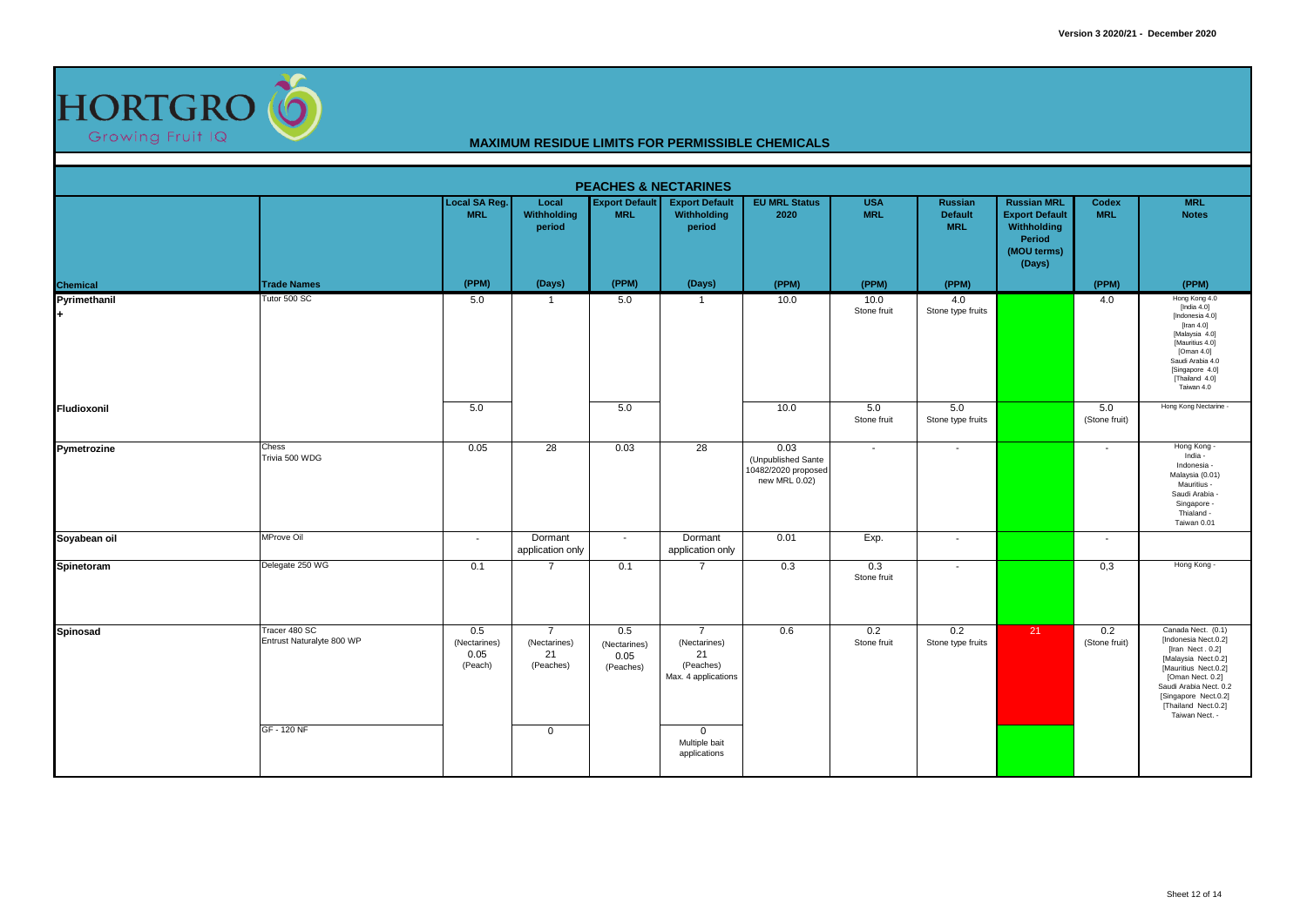Version 3 2020/21 - December 2020

HORTGRO Growing Fruit IQ

## MAXIMUM RESIDUE LIMITS FOR PERMISSIBLE CHEMICALS

### PEACHES & NECTARINES

| Chemical | Trade Names | Local SA Reg. MRL (PPM) | Local Withholding period (Days) | Export Default MRL (PPM) | Export Default Withholding period (Days) | EU MRL Status 2020 (PPM) | USA MRL (PPM) | Russian Default MRL (PPM) | Russian MRL Export Default Withholding Period (MOU terms) (Days) | Codex MRL (PPM) | MRL Notes (PPM) |
|---|---|---|---|---|---|---|---|---|---|---|---|
| Pyrimethanil + | Tutor 500 SC | 5.0 | 1 | 5.0 | 1 | 10.0 | 10.0 Stone fruit | 4.0 Stone type fruits | | 4.0 | Hong Kong 4.0 [India 4.0] [Indonesia 4.0] [Iran 4.0] [Malaysia 4.0] [Mauritius 4.0] [Oman 4.0] Saudi Arabia 4.0 [Singapore 4.0] [Thailand 4.0] Taiwan 4.0 |
| Fludioxonil | | 5.0 | | 5.0 | | 10.0 | 5.0 Stone fruit | 5.0 Stone type fruits | | 5.0 (Stone fruit) | Hong Kong Nectarine - |
| Pymetrozine | Chess Trivia 500 WDG | 0.05 | 28 | 0.03 | 28 | 0.03 (Unpublished Sante 10482/2020 proposed new MRL 0.02) | - | - | | - | Hong Kong - India - Indonesia - Malaysia (0.01) Mauritius - Saudi Arabia - Singapore - Thialand - Taiwan 0.01 |
| Soyabean oil | MProve Oil | - | Dormant application only | - | Dormant application only | 0.01 | Exp. | - | | - | |
| Spinetoram | Delegate 250 WG | 0.1 | 7 | 0.1 | 7 | 0.3 | 0.3 Stone fruit | - | | 0,3 | Hong Kong - |
| Spinosad | Tracer 480 SC Entrust Naturalyte 800 WP | 0.5 (Nectarines) 0.05 (Peach) | 7 (Nectarines) 21 (Peaches) | 0.5 (Nectarines) 0.05 (Peaches) | 7 (Nectarines) 21 (Peaches) Max. 4 applications | 0.6 | 0.2 Stone fruit | 0.2 Stone type fruits | 21 | 0.2 (Stone fruit) | Canada Nect. (0.1) [Indonesia Nect.0.2] [Iran Nect . 0.2] [Malaysia Nect.0.2] [Mauritius Nect.0.2] [Oman Nect. 0.2] Saudi Arabia Nect. 0.2 [Singapore Nect.0.2] [Thailand Nect.0.2] Taiwan Nect. - |
| | GF - 120 NF | | 0 | | 0 Multiple bait applications | | | | | | |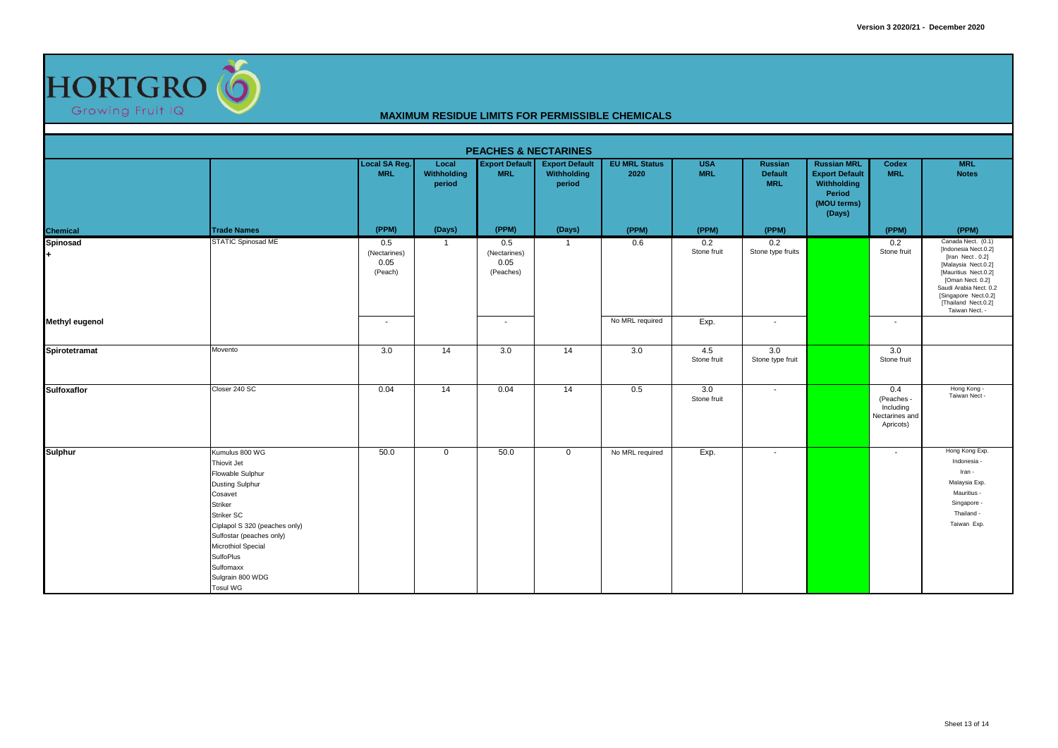Version 3 2020/21 - December 2020

HORTGRO Growing Fruit IQ

## MAXIMUM RESIDUE LIMITS FOR PERMISSIBLE CHEMICALS

| PEACHES & NECTARINES | | | | | | | | | | | |
|---|---|---|---|---|---|---|---|---|---|---|---|
| | | Local SA Reg. MRL | Local Withholding period | Export Default MRL | Export Default Withholding period | EU MRL Status 2020 | USA MRL | Russian Default MRL | Russian MRL Export Default Withholding Period (MOU terms) (Days) | Codex MRL | MRL Notes |
| Chemical | Trade Names | (PPM) | (Days) | (PPM) | (Days) | (PPM) | (PPM) | (PPM) | | (PPM) | (PPM) |
| Spinosad + | STATIC Spinosad ME | 0.5 (Nectarines) 0.05 (Peach) | 1 | 0.5 (Nectarines) 0.05 (Peaches) | 1 | 0.6 | 0.2 Stone fruit | 0.2 Stone type fruits | | 0.2 Stone fruit | Canada Nect. (0.1) [Indonesia Nect.0.2] [Iran Nect . 0.2] [Malaysia Nect.0.2] [Mauritius Nect.0.2] [Oman Nect. 0.2] Saudi Arabia Nect. 0.2 [Singapore Nect.0.2] [Thailand Nect.0.2] Taiwan Nect. - |
| Methyl eugenol | | - | | - | | No MRL required | Exp. | - | | - | |
| Spirotetramat | Movento | 3.0 | 14 | 3.0 | 14 | 3.0 | 4.5 Stone fruit | 3.0 Stone type fruit | | 3.0 Stone fruit | |
| Sulfoxaflor | Closer 240 SC | 0.04 | 14 | 0.04 | 14 | 0.5 | 3.0 Stone fruit | - | | 0.4 (Peaches - Including Nectarines and Apricots) | Hong Kong - Taiwan Nect - |
| Sulphur | Kumulus 800 WG<br>Thiovit Jet<br>Flowable Sulphur<br>Dusting Sulphur<br>Cosavet<br>Striker<br>Striker SC<br>Ciplapol S 320 (peaches only)<br>Sulfostar (peaches only)<br>Microthiol Special<br>SulfoPlus<br>Sulfomaxx<br>Sulgrain 800 WDG<br>Tosul WG | 50.0 | 0 | 50.0 | 0 | No MRL required | Exp. | - | | - | Hong Kong Exp.<br>Indonesia -<br>Iran -<br>Malaysia Exp.<br>Mauritius -<br>Singapore -<br>Thailand -<br>Taiwan Exp. |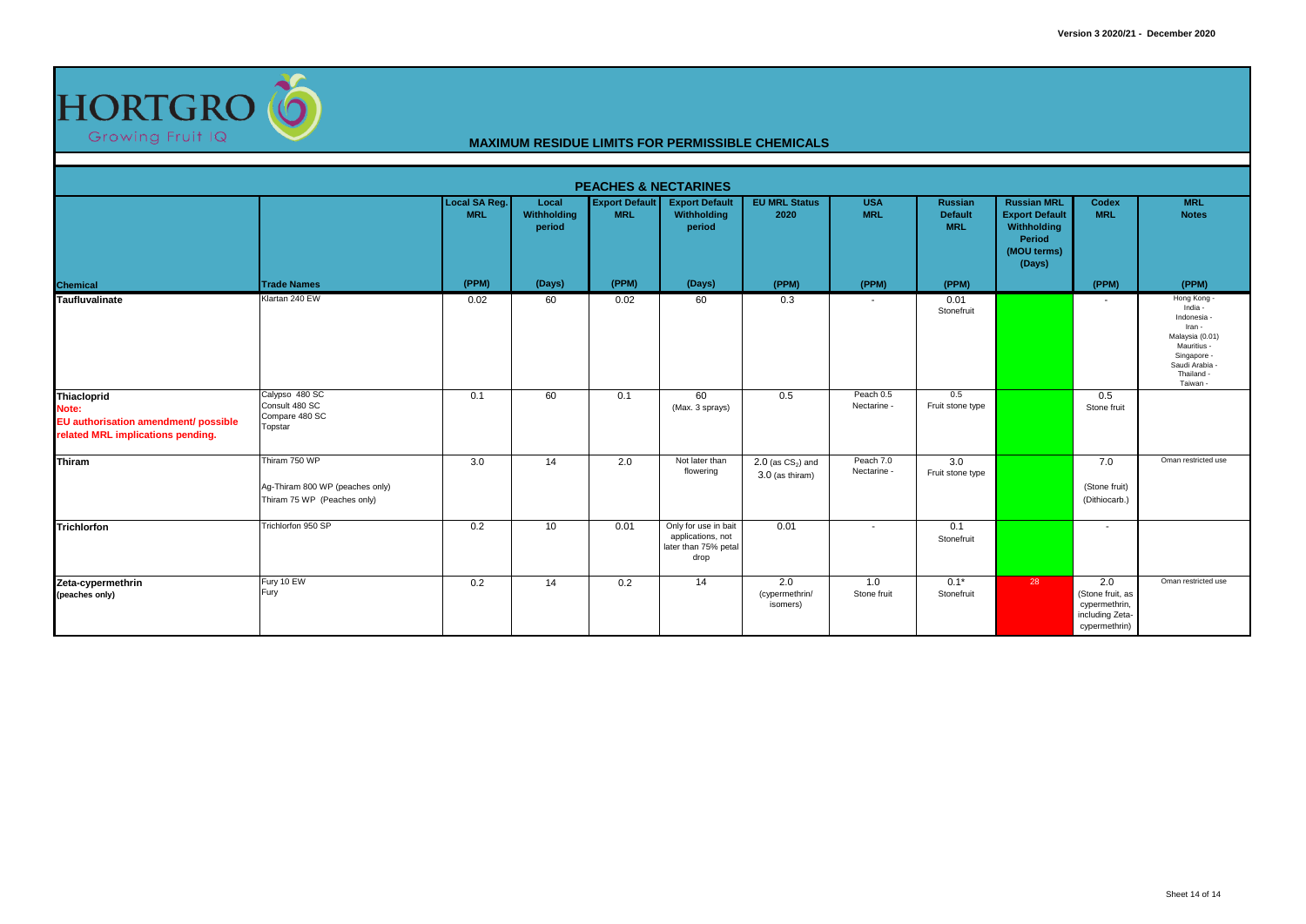# MAXIMUM RESIDUE LIMITS FOR PERMISSIBLE CHEMICALS

## PEACHES & NECTARINES

| Chemical | Trade Names | Local SA Reg. MRL | Local Withholding period | Export Default MRL | Export Default Withholding period | EU MRL Status 2020 | USA MRL | Russian Default MRL | Russian MRL Export Default Withholding Period (MOU terms) (Days) | Codex MRL | MRL Notes |
|---|---|---|---|---|---|---|---|---|---|---|---|
| | | (PPM) | (Days) | (PPM) | (Days) | (PPM) | (PPM) | (PPM) | | (PPM) | (PPM) |
| **Taufluvalinate** | Klartan 240 EW | 0.02 | 60 | 0.02 | 60 | 0.3 | - | 0.01 Stonefruit | | - | Hong Kong - India - Indonesia - Iran - Malaysia (0.01) Mauritius - Singapore - Saudi Arabia - Thailand - Taiwan - |
| **Thiacloprid** Note: EU authorisation amendment/ possible related MRL implications pending. | Calypso 480 SC Consult 480 SC Compare 480 SC Topstar | 0.1 | 60 | 0.1 | 60 (Max. 3 sprays) | 0.5 | Peach 0.5 Nectarine - | 0.5 Fruit stone type | | 0.5 Stone fruit | |
| **Thiram** | Thiram 750 WP Ag-Thiram 800 WP (peaches only) Thiram 75 WP (Peaches only) | 3.0 | 14 | 2.0 | Not later than flowering | 2.0 (as $CS_2$) and 3.0 (as thiram) | Peach 7.0 Nectarine - | 3.0 Fruit stone type | | 7.0 (Stone fruit) (Dithiocarb.) | Oman restricted use |
| **Trichlorfon** | Trichlorfon 950 SP | 0.2 | 10 | 0.01 | Only for use in bait applications, not later than 75% petal drop | 0.01 | - | 0.1 Stonefruit | | - | |
| **Zeta-cypermethrin** (peaches only) | Fury 10 EW Fury | 0.2 | 14 | 0.2 | 14 | 2.0 (cypermethrin/ isomers) | 1.0 Stone fruit | 0.1* Stonefruit | 28 | 2.0 (Stone fruit, as cypermethrin, including Zeta-cypermethrin) | Oman restricted use |